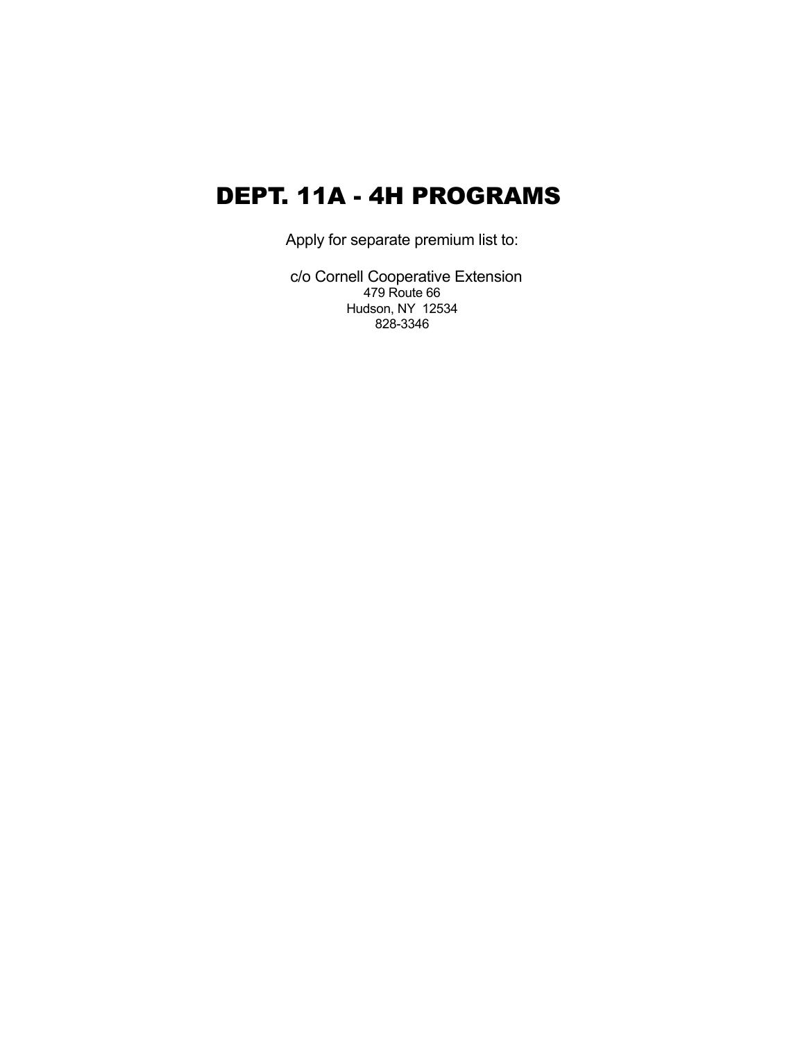# DEPT. 11A - 4H PROGRAMS

Apply for separate premium list to:

c/o Cornell Cooperative Extension
479 Route 66
Hudson, NY 12534
828-3346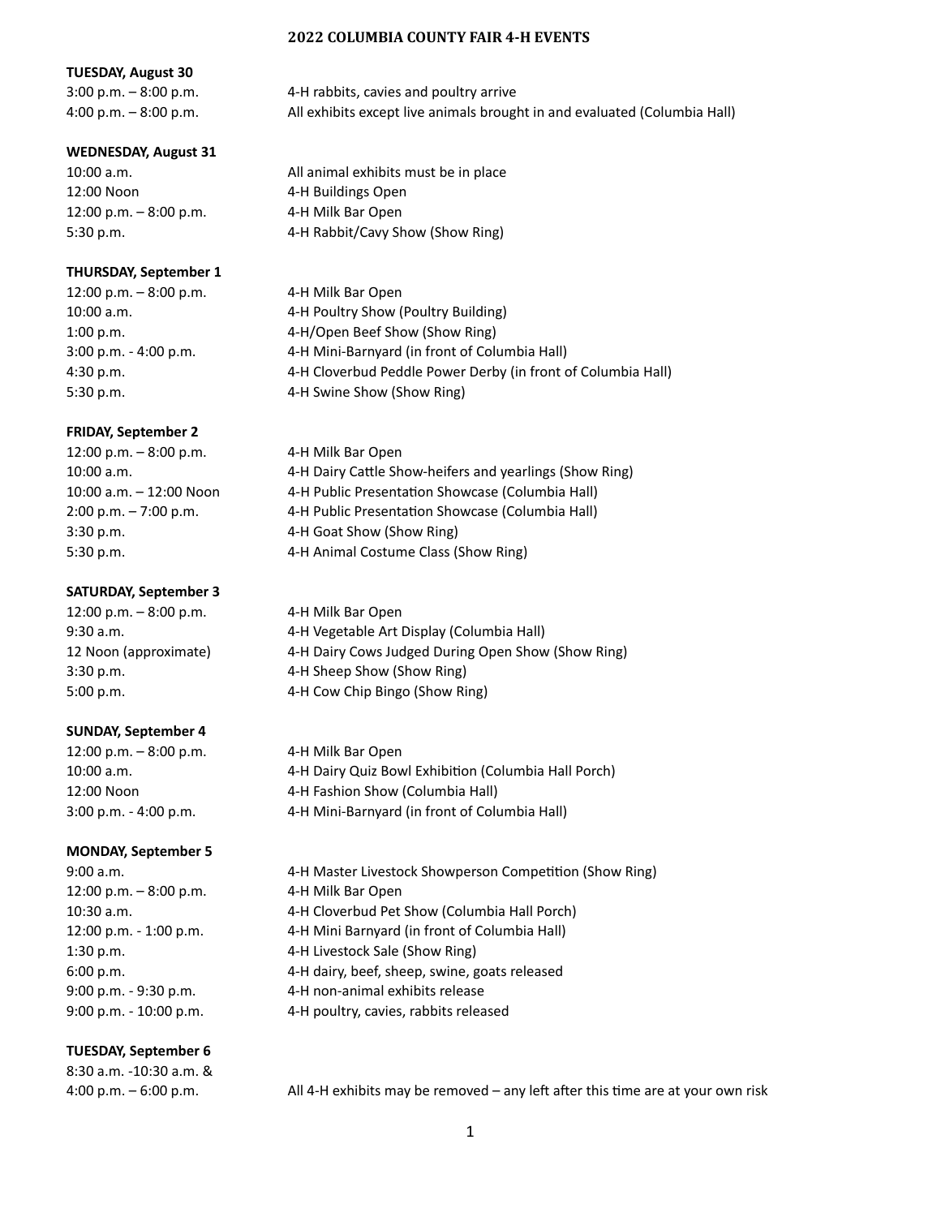# 2022 COLUMBIA COUNTY FAIR 4-H EVENTS

**TUESDAY, August 30**

| | |
|---|---|
| 3:00 p.m. – 8:00 p.m. | 4-H rabbits, cavies and poultry arrive |
| 4:00 p.m. – 8:00 p.m. | All exhibits except live animals brought in and evaluated (Columbia Hall) |

**WEDNESDAY, August 31**

| | |
|---|---|
| 10:00 a.m. | All animal exhibits must be in place |
| 12:00 Noon | 4-H Buildings Open |
| 12:00 p.m. – 8:00 p.m. | 4-H Milk Bar Open |
| 5:30 p.m. | 4-H Rabbit/Cavy Show (Show Ring) |

**THURSDAY, September 1**

| | |
|---|---|
| 12:00 p.m. – 8:00 p.m. | 4-H Milk Bar Open |
| 10:00 a.m. | 4-H Poultry Show (Poultry Building) |
| 1:00 p.m. | 4-H/Open Beef Show (Show Ring) |
| 3:00 p.m. - 4:00 p.m. | 4-H Mini-Barnyard (in front of Columbia Hall) |
| 4:30 p.m. | 4-H Cloverbud Peddle Power Derby (in front of Columbia Hall) |
| 5:30 p.m. | 4-H Swine Show (Show Ring) |

**FRIDAY, September 2**

| | |
|---|---|
| 12:00 p.m. – 8:00 p.m. | 4-H Milk Bar Open |
| 10:00 a.m. | 4-H Dairy Cattle Show-heifers and yearlings (Show Ring) |
| 10:00 a.m. – 12:00 Noon | 4-H Public Presentation Showcase (Columbia Hall) |
| 2:00 p.m. – 7:00 p.m. | 4-H Public Presentation Showcase (Columbia Hall) |
| 3:30 p.m. | 4-H Goat Show (Show Ring) |
| 5:30 p.m. | 4-H Animal Costume Class (Show Ring) |

**SATURDAY, September 3**

| | |
|---|---|
| 12:00 p.m. – 8:00 p.m. | 4-H Milk Bar Open |
| 9:30 a.m. | 4-H Vegetable Art Display (Columbia Hall) |
| 12 Noon (approximate) | 4-H Dairy Cows Judged During Open Show (Show Ring) |
| 3:30 p.m. | 4-H Sheep Show (Show Ring) |
| 5:00 p.m. | 4-H Cow Chip Bingo (Show Ring) |

**SUNDAY, September 4**

| | |
|---|---|
| 12:00 p.m. – 8:00 p.m. | 4-H Milk Bar Open |
| 10:00 a.m. | 4-H Dairy Quiz Bowl Exhibition (Columbia Hall Porch) |
| 12:00 Noon | 4-H Fashion Show (Columbia Hall) |
| 3:00 p.m. - 4:00 p.m. | 4-H Mini-Barnyard (in front of Columbia Hall) |

**MONDAY, September 5**

| | |
|---|---|
| 9:00 a.m. | 4-H Master Livestock Showperson Competition (Show Ring) |
| 12:00 p.m. – 8:00 p.m. | 4-H Milk Bar Open |
| 10:30 a.m. | 4-H Cloverbud Pet Show (Columbia Hall Porch) |
| 12:00 p.m. - 1:00 p.m. | 4-H Mini Barnyard (in front of Columbia Hall) |
| 1:30 p.m. | 4-H Livestock Sale (Show Ring) |
| 6:00 p.m. | 4-H dairy, beef, sheep, swine, goats released |
| 9:00 p.m. - 9:30 p.m. | 4-H non-animal exhibits release |
| 9:00 p.m. - 10:00 p.m. | 4-H poultry, cavies, rabbits released |

**TUESDAY, September 6**

| | |
|---|---|
| 8:30 a.m. -10:30 a.m. & 4:00 p.m. – 6:00 p.m. | All 4-H exhibits may be removed – any left after this time are at your own risk |